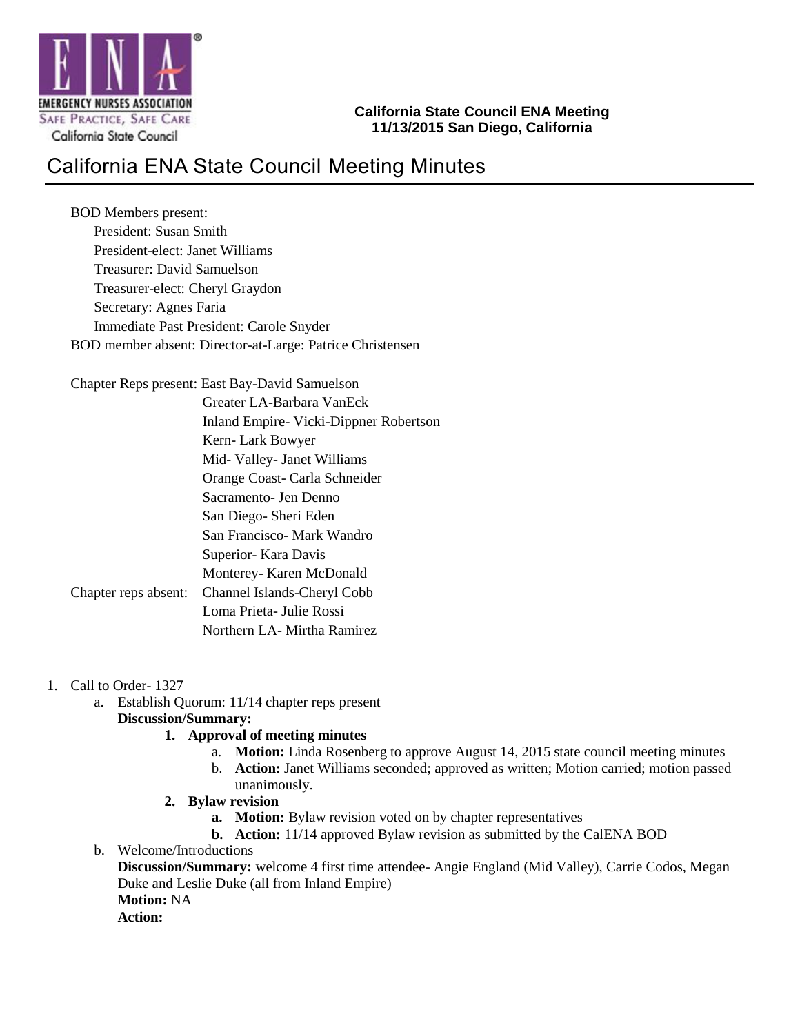EMERGENCY NURSES ASSOCIATION
SAFE PRACTICE, SAFE CARE
California State Council

**California State Council ENA Meeting**
**11/13/2015 San Diego, California**

# California ENA State Council Meeting Minutes

BOD Members present:
- President: Susan Smith
- President-elect: Janet Williams
- Treasurer: David Samuelson
- Treasurer-elect: Cheryl Graydon
- Secretary: Agnes Faria
- Immediate Past President: Carole Snyder

BOD member absent: Director-at-Large: Patrice Christensen

Chapter Reps present:
- East Bay-David Samuelson
- Greater LA-Barbara VanEck
- Inland Empire- Vicki-Dippner Robertson
- Kern- Lark Bowyer
- Mid- Valley- Janet Williams
- Orange Coast- Carla Schneider
- Sacramento- Jen Denno
- San Diego- Sheri Eden
- San Francisco- Mark Wandro
- Superior- Kara Davis
- Monterey- Karen McDonald

Chapter reps absent:
- Channel Islands-Cheryl Cobb
- Loma Prieta- Julie Rossi
- Northern LA- Mirtha Ramirez

1. Call to Order- 1327
    a. Establish Quorum: 11/14 chapter reps present
    **Discussion/Summary:**
        1. **Approval of meeting minutes**
            a. **Motion:** Linda Rosenberg to approve August 14, 2015 state council meeting minutes
            b. **Action:** Janet Williams seconded; approved as written; Motion carried; motion passed unanimously.
        2. **Bylaw revision**
            a. **Motion:** Bylaw revision voted on by chapter representatives
            b. **Action:** 11/14 approved Bylaw revision as submitted by the CalENA BOD
    b. Welcome/Introductions
    **Discussion/Summary:** welcome 4 first time attendee- Angie England (Mid Valley), Carrie Codos, Megan Duke and Leslie Duke (all from Inland Empire)
    **Motion:** NA
    **Action:**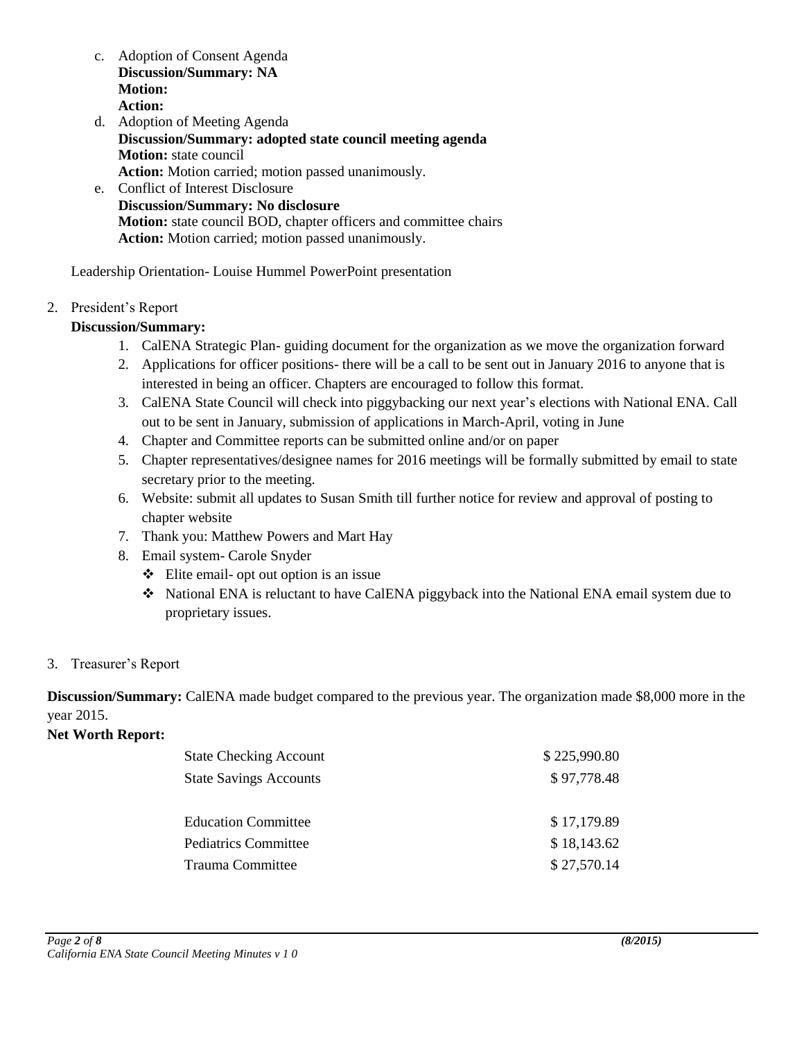c. Adoption of Consent Agenda
   **Discussion/Summary: NA**
   **Motion:**
   **Action:**
d. Adoption of Meeting Agenda
   **Discussion/Summary: adopted state council meeting agenda**
   **Motion:** state council
   **Action:** Motion carried; motion passed unanimously.
e. Conflict of Interest Disclosure
   **Discussion/Summary: No disclosure**
   **Motion:** state council BOD, chapter officers and committee chairs
   **Action:** Motion carried; motion passed unanimously.

Leadership Orientation- Louise Hummel PowerPoint presentation

2. President's Report

**Discussion/Summary:**

1. CalENA Strategic Plan- guiding document for the organization as we move the organization forward
2. Applications for officer positions- there will be a call to be sent out in January 2016 to anyone that is interested in being an officer. Chapters are encouraged to follow this format.
3. CalENA State Council will check into piggybacking our next year's elections with National ENA. Call out to be sent in January, submission of applications in March-April, voting in June
4. Chapter and Committee reports can be submitted online and/or on paper
5. Chapter representatives/designee names for 2016 meetings will be formally submitted by email to state secretary prior to the meeting.
6. Website: submit all updates to Susan Smith till further notice for review and approval of posting to chapter website
7. Thank you: Matthew Powers and Mart Hay
8. Email system- Carole Snyder
   - Elite email- opt out option is an issue
   - National ENA is reluctant to have CalENA piggyback into the National ENA email system due to proprietary issues.

3. Treasurer's Report

**Discussion/Summary:** CalENA made budget compared to the previous year. The organization made $8,000 more in the year 2015.

**Net Worth Report:**

| | |
|---|---|
| State Checking Account | $ 225,990.80 |
| State Savings Accounts | $ 97,778.48 |
| | |
| Education Committee | $ 17,179.89 |
| Pediatrics Committee | $ 18,143.62 |
| Trauma Committee | $ 27,570.14 |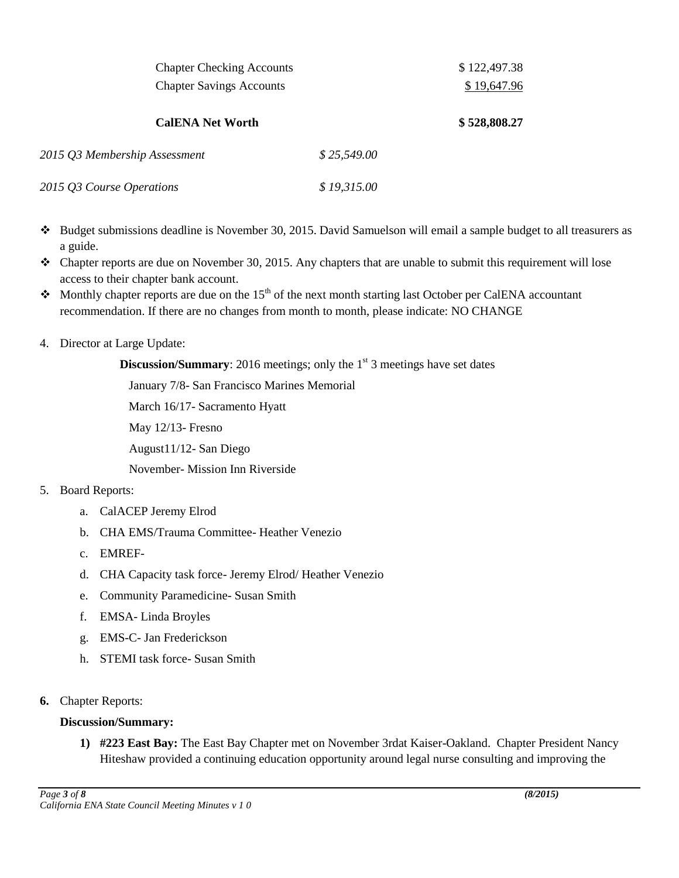| | |
|---|---|
| Chapter Checking Accounts | \$ 122,497.38 |
| Chapter Savings Accounts | \$ 19,647.96 |
| **CalENA Net Worth** | **\$ 528,808.27** |

*2015 Q3 Membership Assessment* *\$ 25,549.00*

*2015 Q3 Course Operations* *\$ 19,315.00*

- ❖ Budget submissions deadline is November 30, 2015. David Samuelson will email a sample budget to all treasurers as a guide.
- ❖ Chapter reports are due on November 30, 2015. Any chapters that are unable to submit this requirement will lose access to their chapter bank account.
- ❖ Monthly chapter reports are due on the 15th of the next month starting last October per CalENA accountant recommendation. If there are no changes from month to month, please indicate: NO CHANGE

4. Director at Large Update:

   **Discussion/Summary**: 2016 meetings; only the 1st 3 meetings have set dates

   January 7/8- San Francisco Marines Memorial

   March 16/17- Sacramento Hyatt

   May 12/13- Fresno

   August11/12- San Diego

   November- Mission Inn Riverside

5. Board Reports:
   a. CalACEP Jeremy Elrod
   b. CHA EMS/Trauma Committee- Heather Venezio
   c. EMREF-
   d. CHA Capacity task force- Jeremy Elrod/ Heather Venezio
   e. Community Paramedicine- Susan Smith
   f. EMSA- Linda Broyles
   g. EMS-C- Jan Frederickson
   h. STEMI task force- Susan Smith

**6.** Chapter Reports:

   **Discussion/Summary:**

   **1) #223 East Bay:** The East Bay Chapter met on November 3rdat Kaiser-Oakland. Chapter President Nancy Hiteshaw provided a continuing education opportunity around legal nurse consulting and improving the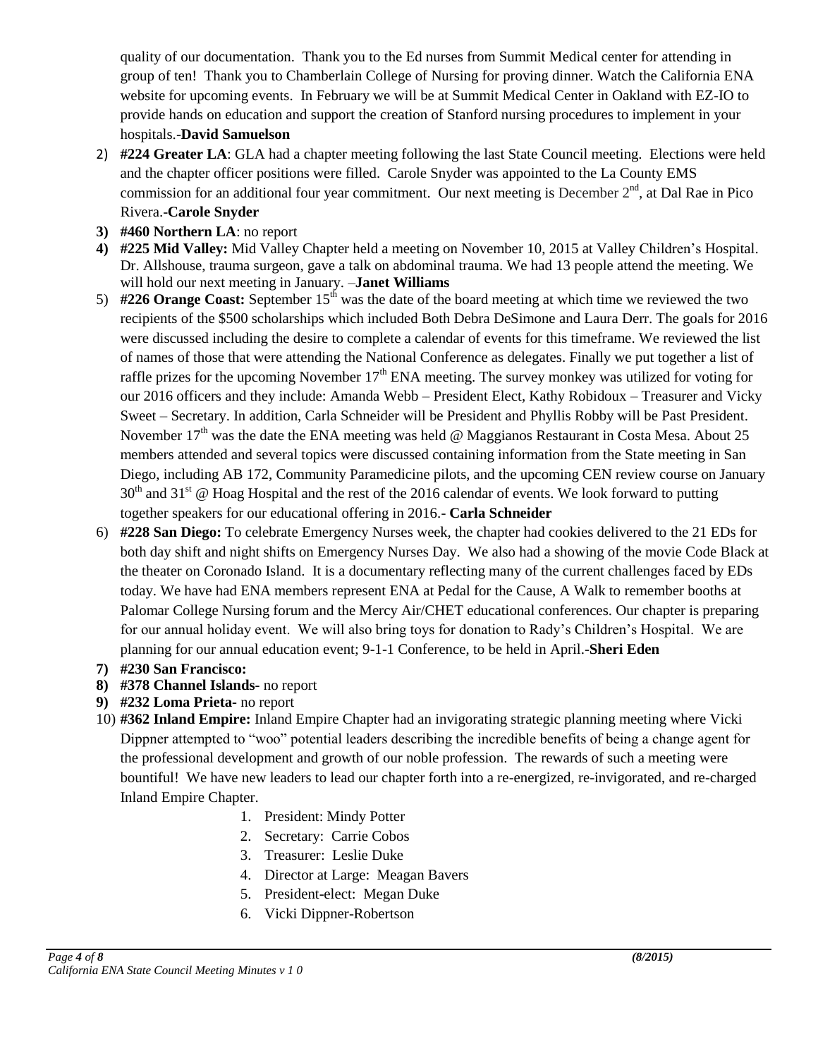quality of our documentation. Thank you to the Ed nurses from Summit Medical center for attending in group of ten! Thank you to Chamberlain College of Nursing for proving dinner. Watch the California ENA website for upcoming events. In February we will be at Summit Medical Center in Oakland with EZ-IO to provide hands on education and support the creation of Stanford nursing procedures to implement in your hospitals.-**David Samuelson**

2) **#224 Greater LA**: GLA had a chapter meeting following the last State Council meeting. Elections were held and the chapter officer positions were filled. Carole Snyder was appointed to the La County EMS commission for an additional four year commitment. Our next meeting is December 2nd, at Dal Rae in Pico Rivera.-**Carole Snyder**
3) **#460 Northern LA**: no report
4) **#225 Mid Valley:** Mid Valley Chapter held a meeting on November 10, 2015 at Valley Children's Hospital. Dr. Allshouse, trauma surgeon, gave a talk on abdominal trauma. We had 13 people attend the meeting. We will hold our next meeting in January. –**Janet Williams**
5) **#226 Orange Coast:** September 15th was the date of the board meeting at which time we reviewed the two recipients of the $500 scholarships which included Both Debra DeSimone and Laura Derr. The goals for 2016 were discussed including the desire to complete a calendar of events for this timeframe. We reviewed the list of names of those that were attending the National Conference as delegates. Finally we put together a list of raffle prizes for the upcoming November 17th ENA meeting. The survey monkey was utilized for voting for our 2016 officers and they include: Amanda Webb – President Elect, Kathy Robidoux – Treasurer and Vicky Sweet – Secretary. In addition, Carla Schneider will be President and Phyllis Robby will be Past President. November 17th was the date the ENA meeting was held @ Maggianos Restaurant in Costa Mesa. About 25 members attended and several topics were discussed containing information from the State meeting in San Diego, including AB 172, Community Paramedicine pilots, and the upcoming CEN review course on January 30th and 31st @ Hoag Hospital and the rest of the 2016 calendar of events. We look forward to putting together speakers for our educational offering in 2016.- **Carla Schneider**
6) **#228 San Diego:** To celebrate Emergency Nurses week, the chapter had cookies delivered to the 21 EDs for both day shift and night shifts on Emergency Nurses Day. We also had a showing of the movie Code Black at the theater on Coronado Island. It is a documentary reflecting many of the current challenges faced by EDs today. We have had ENA members represent ENA at Pedal for the Cause, A Walk to remember booths at Palomar College Nursing forum and the Mercy Air/CHET educational conferences. Our chapter is preparing for our annual holiday event. We will also bring toys for donation to Rady's Children's Hospital. We are planning for our annual education event; 9-1-1 Conference, to be held in April.-**Sheri Eden**
7) **#230 San Francisco:**
8) **#378 Channel Islands-** no report
9) **#232 Loma Prieta-** no report
10) **#362 Inland Empire:** Inland Empire Chapter had an invigorating strategic planning meeting where Vicki Dippner attempted to "woo" potential leaders describing the incredible benefits of being a change agent for the professional development and growth of our noble profession. The rewards of such a meeting were bountiful! We have new leaders to lead our chapter forth into a re-energized, re-invigorated, and re-charged Inland Empire Chapter.
    1. President: Mindy Potter
    2. Secretary: Carrie Cobos
    3. Treasurer: Leslie Duke
    4. Director at Large: Meagan Bavers
    5. President-elect: Megan Duke
    6. Vicki Dippner-Robertson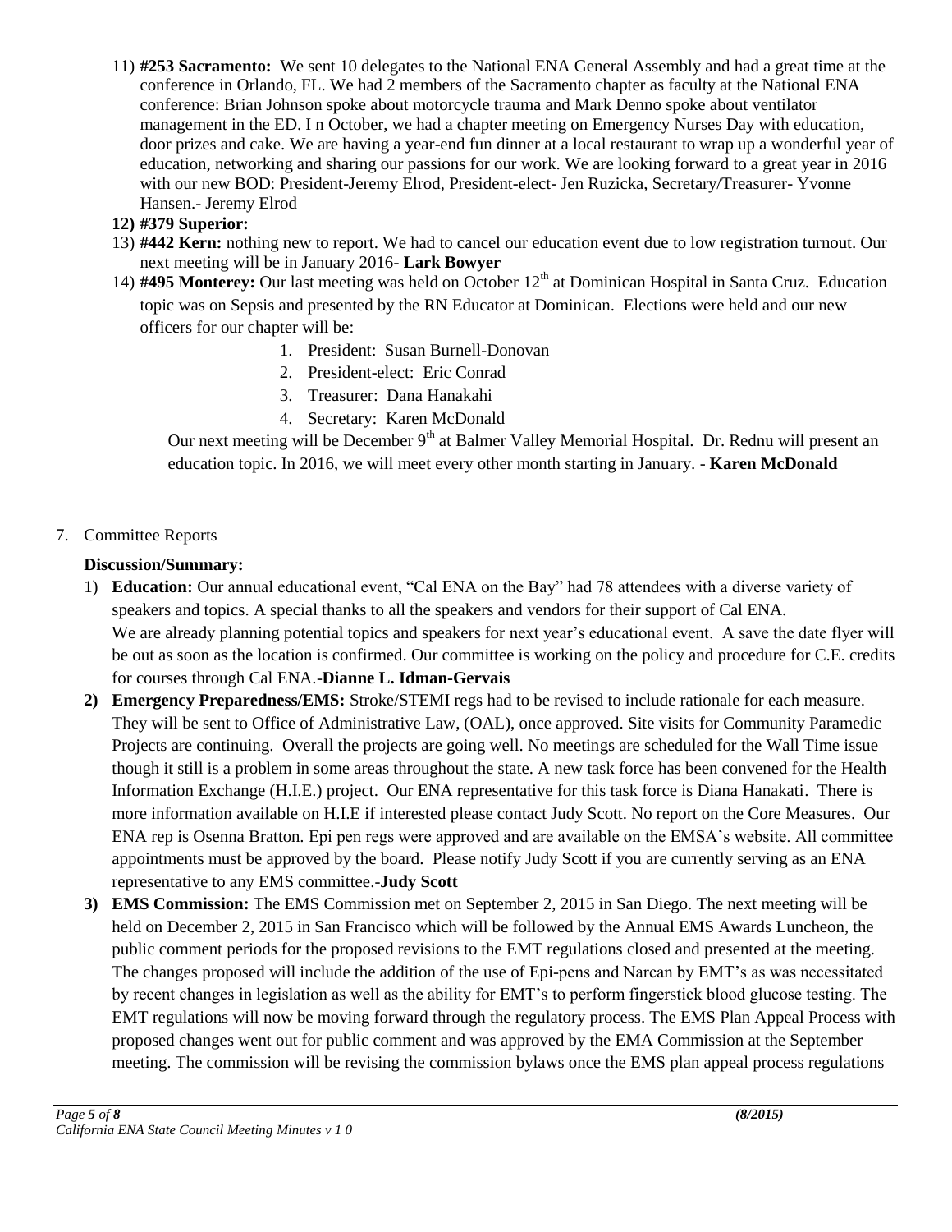11) **#253 Sacramento:** We sent 10 delegates to the National ENA General Assembly and had a great time at the conference in Orlando, FL. We had 2 members of the Sacramento chapter as faculty at the National ENA conference: Brian Johnson spoke about motorcycle trauma and Mark Denno spoke about ventilator management in the ED. I n October, we had a chapter meeting on Emergency Nurses Day with education, door prizes and cake. We are having a year-end fun dinner at a local restaurant to wrap up a wonderful year of education, networking and sharing our passions for our work. We are looking forward to a great year in 2016 with our new BOD: President-Jeremy Elrod, President-elect- Jen Ruzicka, Secretary/Treasurer- Yvonne Hansen.- Jeremy Elrod

**12) #379 Superior:**

13) **#442 Kern:** nothing new to report. We had to cancel our education event due to low registration turnout. Our next meeting will be in January 2016- **Lark Bowyer**

14) **#495 Monterey:** Our last meeting was held on October 12th at Dominican Hospital in Santa Cruz. Education topic was on Sepsis and presented by the RN Educator at Dominican. Elections were held and our new officers for our chapter will be:

    1. President: Susan Burnell-Donovan
    2. President-elect: Eric Conrad
    3. Treasurer: Dana Hanakahi
    4. Secretary: Karen McDonald

    Our next meeting will be December 9th at Balmer Valley Memorial Hospital. Dr. Rednu will present an education topic. In 2016, we will meet every other month starting in January. - **Karen McDonald**

7. Committee Reports

**Discussion/Summary:**

1) **Education:** Our annual educational event, "Cal ENA on the Bay" had 78 attendees with a diverse variety of speakers and topics. A special thanks to all the speakers and vendors for their support of Cal ENA. We are already planning potential topics and speakers for next year's educational event. A save the date flyer will be out as soon as the location is confirmed. Our committee is working on the policy and procedure for C.E. credits for courses through Cal ENA.-**Dianne L. Idman-Gervais**

2) **Emergency Preparedness/EMS:** Stroke/STEMI regs had to be revised to include rationale for each measure. They will be sent to Office of Administrative Law, (OAL), once approved. Site visits for Community Paramedic Projects are continuing. Overall the projects are going well. No meetings are scheduled for the Wall Time issue though it still is a problem in some areas throughout the state. A new task force has been convened for the Health Information Exchange (H.I.E.) project. Our ENA representative for this task force is Diana Hanakati. There is more information available on H.I.E if interested please contact Judy Scott. No report on the Core Measures. Our ENA rep is Osenna Bratton. Epi pen regs were approved and are available on the EMSA's website. All committee appointments must be approved by the board. Please notify Judy Scott if you are currently serving as an ENA representative to any EMS committee.-**Judy Scott**

3) **EMS Commission:** The EMS Commission met on September 2, 2015 in San Diego. The next meeting will be held on December 2, 2015 in San Francisco which will be followed by the Annual EMS Awards Luncheon, the public comment periods for the proposed revisions to the EMT regulations closed and presented at the meeting. The changes proposed will include the addition of the use of Epi-pens and Narcan by EMT's as was necessitated by recent changes in legislation as well as the ability for EMT's to perform fingerstick blood glucose testing. The EMT regulations will now be moving forward through the regulatory process. The EMS Plan Appeal Process with proposed changes went out for public comment and was approved by the EMA Commission at the September meeting. The commission will be revising the commission bylaws once the EMS plan appeal process regulations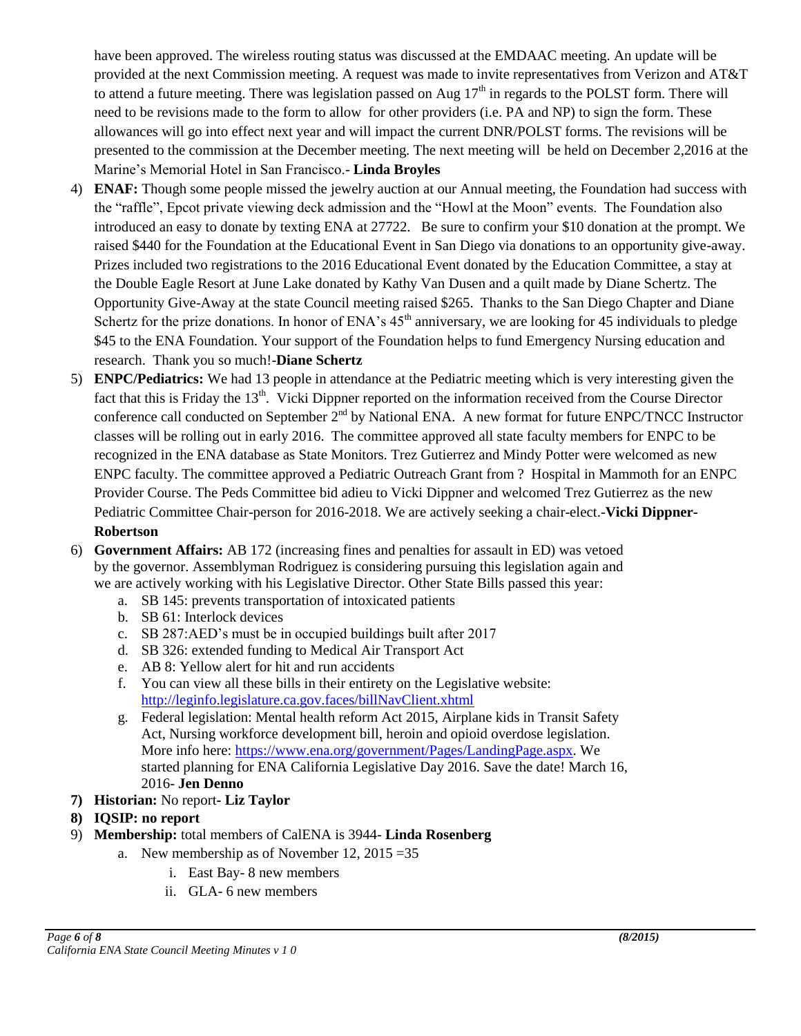have been approved. The wireless routing status was discussed at the EMDAAC meeting. An update will be provided at the next Commission meeting. A request was made to invite representatives from Verizon and AT&T to attend a future meeting. There was legislation passed on Aug 17th in regards to the POLST form. There will need to be revisions made to the form to allow for other providers (i.e. PA and NP) to sign the form. These allowances will go into effect next year and will impact the current DNR/POLST forms. The revisions will be presented to the commission at the December meeting. The next meeting will be held on December 2,2016 at the Marine's Memorial Hotel in San Francisco.- **Linda Broyles**

4) **ENAF:** Though some people missed the jewelry auction at our Annual meeting, the Foundation had success with the "raffle", Epcot private viewing deck admission and the "Howl at the Moon" events. The Foundation also introduced an easy to donate by texting ENA at 27722. Be sure to confirm your $10 donation at the prompt. We raised $440 for the Foundation at the Educational Event in San Diego via donations to an opportunity give-away. Prizes included two registrations to the 2016 Educational Event donated by the Education Committee, a stay at the Double Eagle Resort at June Lake donated by Kathy Van Dusen and a quilt made by Diane Schertz. The Opportunity Give-Away at the state Council meeting raised $265. Thanks to the San Diego Chapter and Diane Schertz for the prize donations. In honor of ENA's 45th anniversary, we are looking for 45 individuals to pledge $45 to the ENA Foundation. Your support of the Foundation helps to fund Emergency Nursing education and research. Thank you so much!-**Diane Schertz**
5) **ENPC/Pediatrics:** We had 13 people in attendance at the Pediatric meeting which is very interesting given the fact that this is Friday the 13th. Vicki Dippner reported on the information received from the Course Director conference call conducted on September 2nd by National ENA. A new format for future ENPC/TNCC Instructor classes will be rolling out in early 2016. The committee approved all state faculty members for ENPC to be recognized in the ENA database as State Monitors. Trez Gutierrez and Mindy Potter were welcomed as new ENPC faculty. The committee approved a Pediatric Outreach Grant from ? Hospital in Mammoth for an ENPC Provider Course. The Peds Committee bid adieu to Vicki Dippner and welcomed Trez Gutierrez as the new Pediatric Committee Chair-person for 2016-2018. We are actively seeking a chair-elect.-**Vicki Dippner-Robertson**
6) **Government Affairs:** AB 172 (increasing fines and penalties for assault in ED) was vetoed by the governor. Assemblyman Rodriguez is considering pursuing this legislation again and we are actively working with his Legislative Director. Other State Bills passed this year:
   a. SB 145: prevents transportation of intoxicated patients
   b. SB 61: Interlock devices
   c. SB 287:AED's must be in occupied buildings built after 2017
   d. SB 326: extended funding to Medical Air Transport Act
   e. AB 8: Yellow alert for hit and run accidents
   f. You can view all these bills in their entirety on the Legislative website: http://leginfo.legislature.ca.gov.faces/billNavClient.xhtml
   g. Federal legislation: Mental health reform Act 2015, Airplane kids in Transit Safety Act, Nursing workforce development bill, heroin and opioid overdose legislation. More info here: https://www.ena.org/government/Pages/LandingPage.aspx. We started planning for ENA California Legislative Day 2016. Save the date! March 16, 2016- **Jen Denno**
7) **Historian:** No report- **Liz Taylor**
8) **IQSIP: no report**
9) **Membership:** total members of CalENA is 3944- **Linda Rosenberg**
   a. New membership as of November 12, 2015 =35
      i. East Bay- 8 new members
      ii. GLA- 6 new members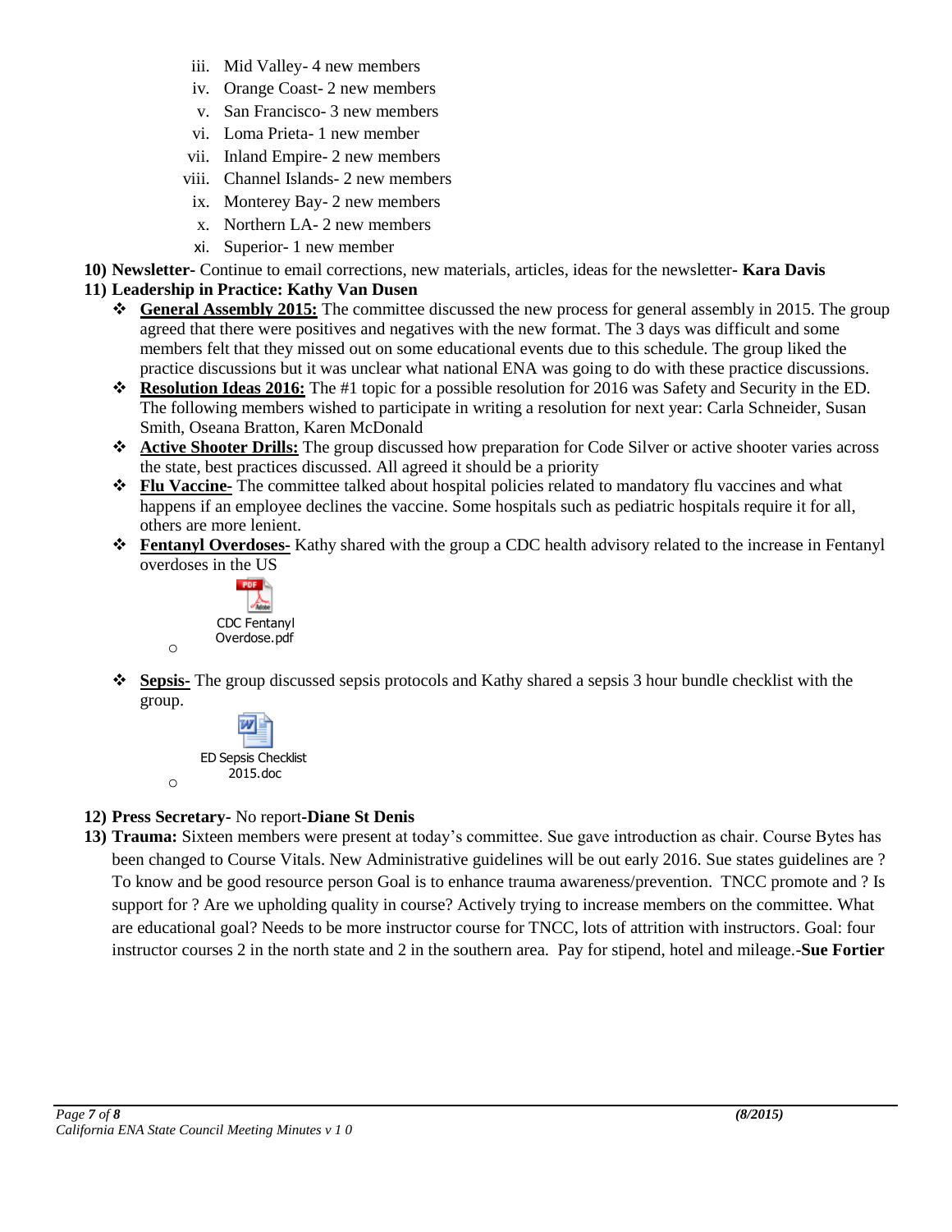iii. Mid Valley- 4 new members
   iv. Orange Coast- 2 new members
   v. San Francisco- 3 new members
   vi. Loma Prieta- 1 new member
   vii. Inland Empire- 2 new members
   viii. Channel Islands- 2 new members
   ix. Monterey Bay- 2 new members
   x. Northern LA- 2 new members
   xi. Superior- 1 new member

**10) Newsletter-** Continue to email corrections, new materials, articles, ideas for the newsletter**- Kara Davis**

**11) Leadership in Practice: Kathy Van Dusen**

- **General Assembly 2015:** The committee discussed the new process for general assembly in 2015. The group agreed that there were positives and negatives with the new format. The 3 days was difficult and some members felt that they missed out on some educational events due to this schedule. The group liked the practice discussions but it was unclear what national ENA was going to do with these practice discussions.
- **Resolution Ideas 2016:** The #1 topic for a possible resolution for 2016 was Safety and Security in the ED. The following members wished to participate in writing a resolution for next year: Carla Schneider, Susan Smith, Oseana Bratton, Karen McDonald
- **Active Shooter Drills:** The group discussed how preparation for Code Silver or active shooter varies across the state, best practices discussed. All agreed it should be a priority
- **Flu Vaccine-** The committee talked about hospital policies related to mandatory flu vaccines and what happens if an employee declines the vaccine. Some hospitals such as pediatric hospitals require it for all, others are more lenient.
- **Fentanyl Overdoses-** Kathy shared with the group a CDC health advisory related to the increase in Fentanyl overdoses in the US
  - CDC Fentanyl Overdose.pdf
- **Sepsis-** The group discussed sepsis protocols and Kathy shared a sepsis 3 hour bundle checklist with the group.
  - ED Sepsis Checklist 2015.doc

**12) Press Secretary**- No report**-Diane St Denis**

**13) Trauma:** Sixteen members were present at today's committee. Sue gave introduction as chair. Course Bytes has been changed to Course Vitals. New Administrative guidelines will be out early 2016. Sue states guidelines are ? To know and be good resource person Goal is to enhance trauma awareness/prevention. TNCC promote and ? Is support for ? Are we upholding quality in course? Actively trying to increase members on the committee. What are educational goal? Needs to be more instructor course for TNCC, lots of attrition with instructors. Goal: four instructor courses 2 in the north state and 2 in the southern area. Pay for stipend, hotel and mileage.-**Sue Fortier**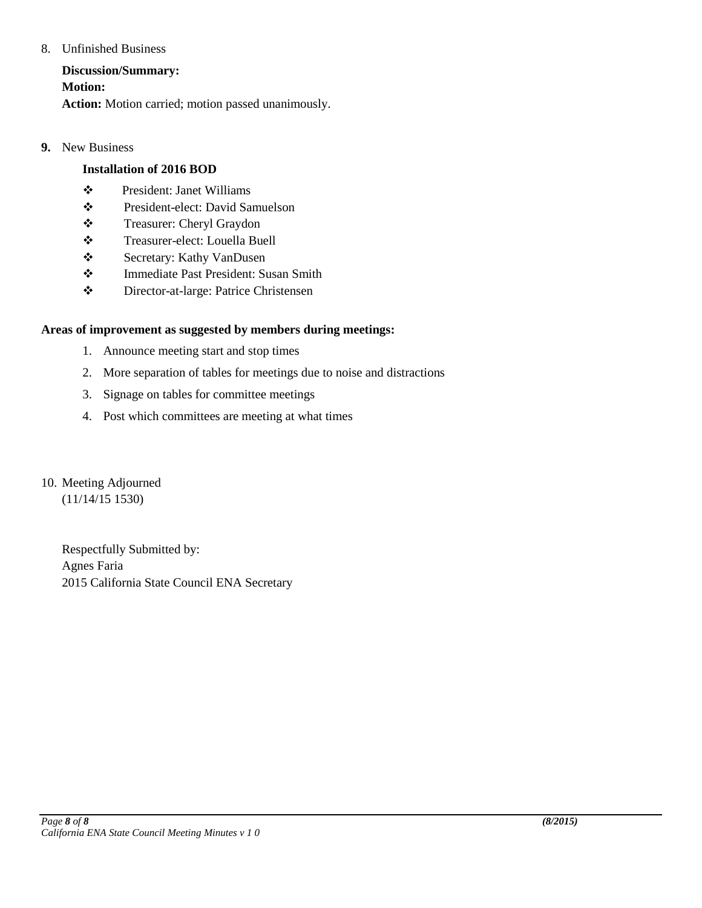8. Unfinished Business

   **Discussion/Summary:**
   **Motion:**
   **Action:** Motion carried; motion passed unanimously.

**9.** New Business

   **Installation of 2016 BOD**

   - President: Janet Williams
   - President-elect: David Samuelson
   - Treasurer: Cheryl Graydon
   - Treasurer-elect: Louella Buell
   - Secretary: Kathy VanDusen
   - Immediate Past President: Susan Smith
   - Director-at-large: Patrice Christensen

**Areas of improvement as suggested by members during meetings:**

1. Announce meeting start and stop times
2. More separation of tables for meetings due to noise and distractions
3. Signage on tables for committee meetings
4. Post which committees are meeting at what times

10. Meeting Adjourned
    (11/14/15 1530)

Respectfully Submitted by:
Agnes Faria
2015 California State Council ENA Secretary